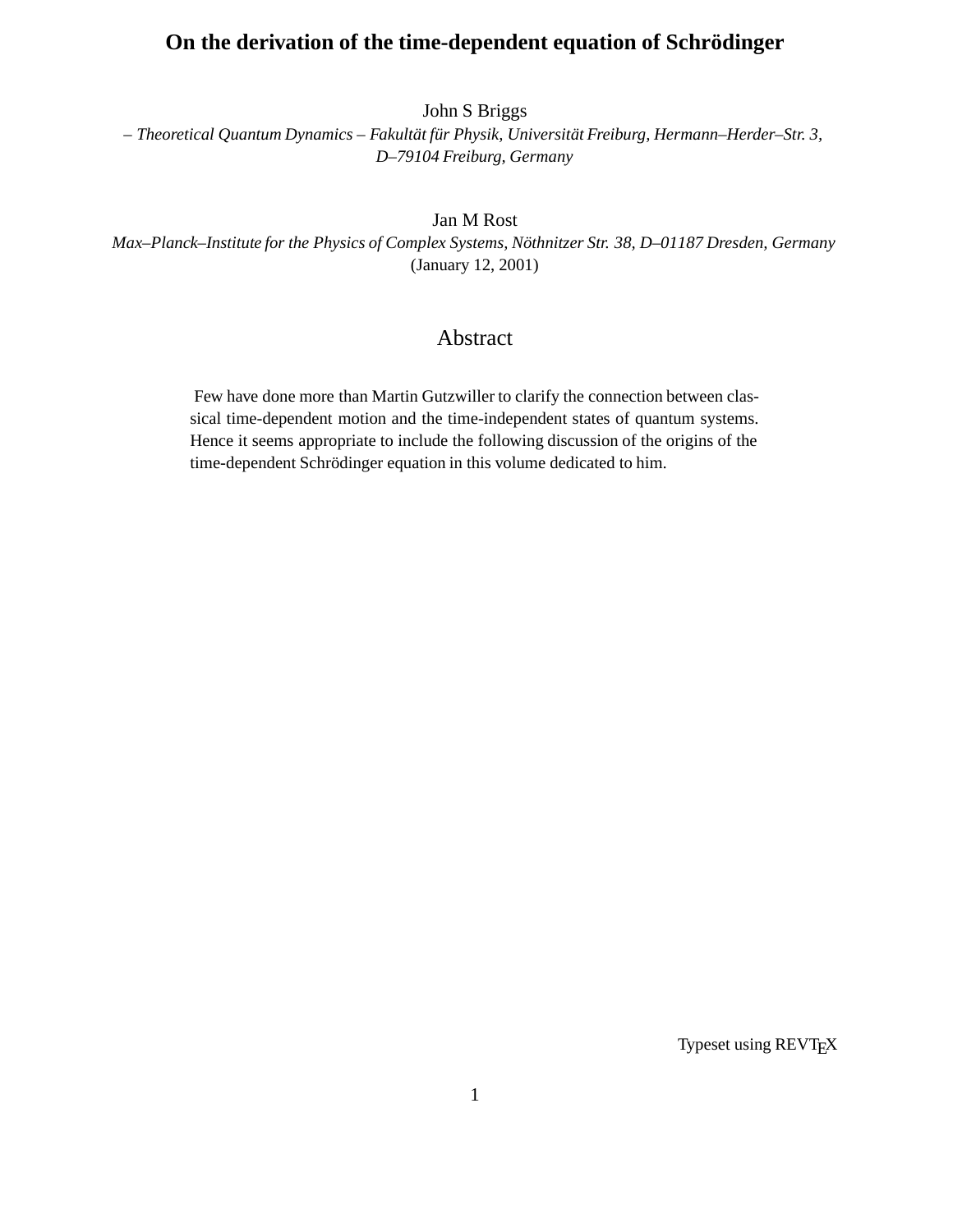# On the derivation of the time-dependent equation of Schrödinger

John S Briggs

*– Theoretical Quantum Dynamics – Fakultät für Physik, Universität Freiburg, Hermann–Herder–Str. 3, D–79104 Freiburg, Germany*

Jan M Rost

*Max–Planck–Institute for the Physics of Complex Systems, Nöthnitzer Str. 38, D–01187 Dresden, Germany*

(January 12, 2001)

## Abstract

Few have done more than Martin Gutzwiller to clarify the connection between classical time-dependent motion and the time-independent states of quantum systems. Hence it seems appropriate to include the following discussion of the origins of the time-dependent Schrödinger equation in this volume dedicated to him.

Typeset using REVTEX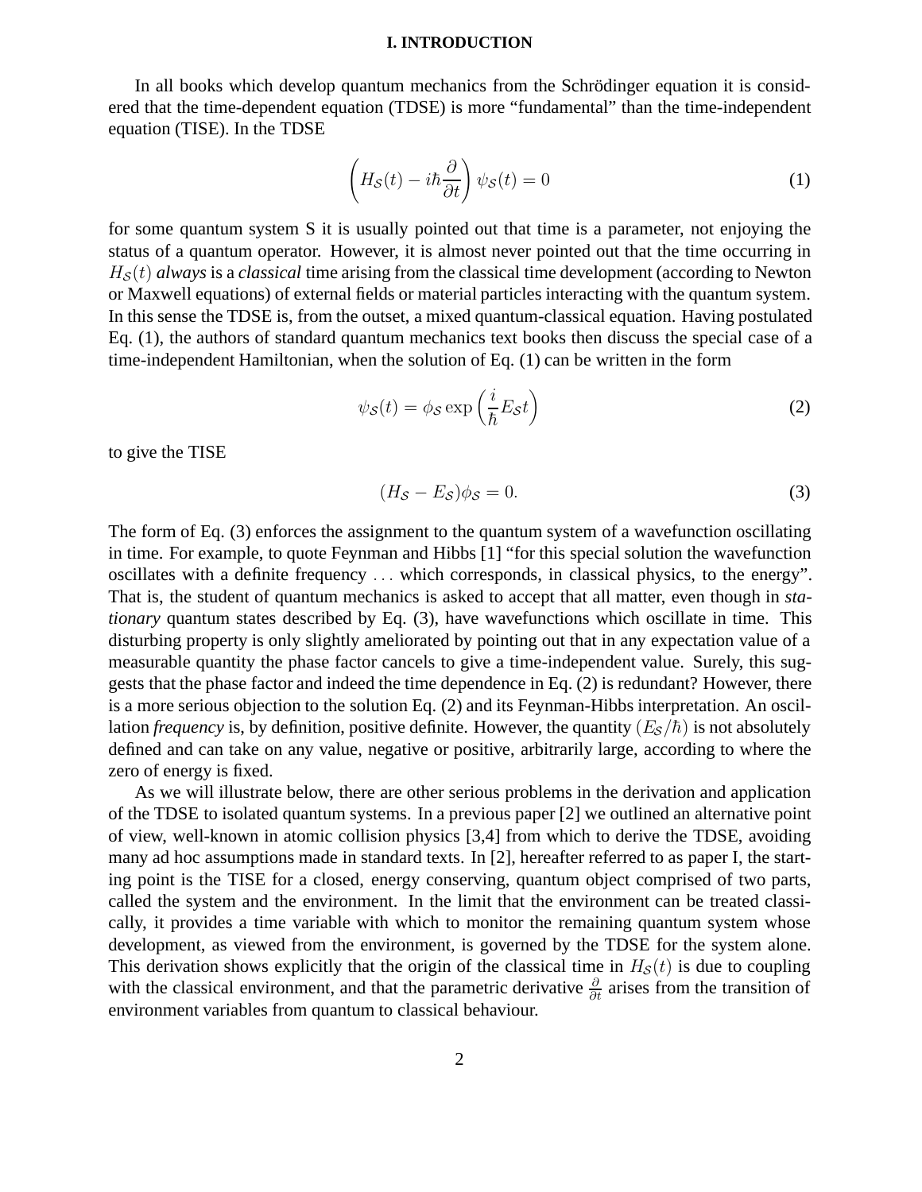## I. INTRODUCTION

In all books which develop quantum mechanics from the Schrödinger equation it is considered that the time-dependent equation (TDSE) is more "fundamental" than the time-independent equation (TISE). In the TDSE

$$\left(H_{\mathcal{S}}(t) - i\hbar\frac{\partial}{\partial t}\right)\psi_{\mathcal{S}}(t) = 0 \tag{1}$$

for some quantum system S it is usually pointed out that time is a parameter, not enjoying the status of a quantum operator. However, it is almost never pointed out that the time occurring in $H_{\mathcal{S}}(t)$ *always* is a *classical* time arising from the classical time development (according to Newton or Maxwell equations) of external fields or material particles interacting with the quantum system. In this sense the TDSE is, from the outset, a mixed quantum-classical equation. Having postulated Eq. (1), the authors of standard quantum mechanics text books then discuss the special case of a time-independent Hamiltonian, when the solution of Eq. (1) can be written in the form

$$\psi_{\mathcal{S}}(t) = \phi_{\mathcal{S}} \exp\left(\frac{i}{\hbar}E_{\mathcal{S}}t\right) \tag{2}$$

to give the TISE

$$(H_{\mathcal{S}} - E_{\mathcal{S}})\phi_{\mathcal{S}} = 0. \tag{3}$$

The form of Eq. (3) enforces the assignment to the quantum system of a wavefunction oscillating in time. For example, to quote Feynman and Hibbs [1] "for this special solution the wavefunction oscillates with a definite frequency ... which corresponds, in classical physics, to the energy". That is, the student of quantum mechanics is asked to accept that all matter, even though in *stationary* quantum states described by Eq. (3), have wavefunctions which oscillate in time. This disturbing property is only slightly ameliorated by pointing out that in any expectation value of a measurable quantity the phase factor cancels to give a time-independent value. Surely, this suggests that the phase factor and indeed the time dependence in Eq. (2) is redundant? However, there is a more serious objection to the solution Eq. (2) and its Feynman-Hibbs interpretation. An oscillation *frequency* is, by definition, positive definite. However, the quantity $(E_{\mathcal{S}}/\hbar)$ is not absolutely defined and can take on any value, negative or positive, arbitrarily large, according to where the zero of energy is fixed.

As we will illustrate below, there are other serious problems in the derivation and application of the TDSE to isolated quantum systems. In a previous paper [2] we outlined an alternative point of view, well-known in atomic collision physics [3,4] from which to derive the TDSE, avoiding many ad hoc assumptions made in standard texts. In [2], hereafter referred to as paper I, the starting point is the TISE for a closed, energy conserving, quantum object comprised of two parts, called the system and the environment. In the limit that the environment can be treated classically, it provides a time variable with which to monitor the remaining quantum system whose development, as viewed from the environment, is governed by the TDSE for the system alone. This derivation shows explicitly that the origin of the classical time in $H_{\mathcal{S}}(t)$ is due to coupling with the classical environment, and that the parametric derivative $\frac{\partial}{\partial t}$ arises from the transition of environment variables from quantum to classical behaviour.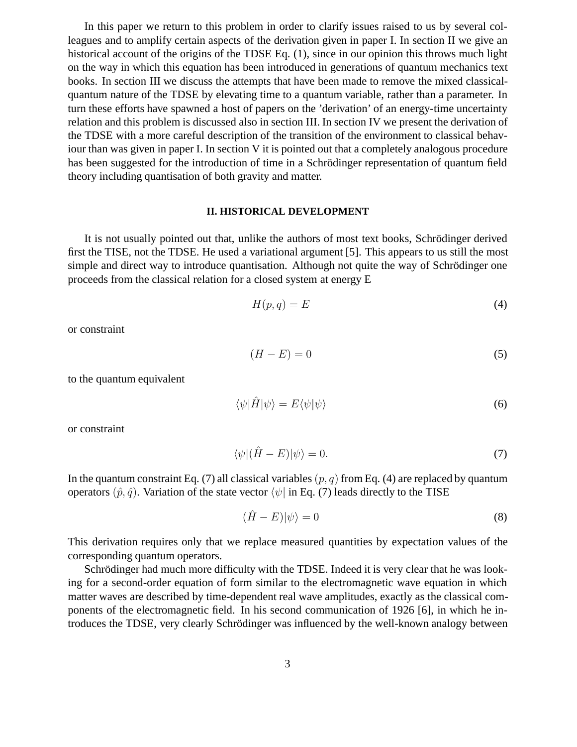In this paper we return to this problem in order to clarify issues raised to us by several colleagues and to amplify certain aspects of the derivation given in paper I. In section II we give an historical account of the origins of the TDSE Eq. (1), since in our opinion this throws much light on the way in which this equation has been introduced in generations of quantum mechanics text books. In section III we discuss the attempts that have been made to remove the mixed classical-quantum nature of the TDSE by elevating time to a quantum variable, rather than a parameter. In turn these efforts have spawned a host of papers on the 'derivation' of an energy-time uncertainty relation and this problem is discussed also in section III. In section IV we present the derivation of the TDSE with a more careful description of the transition of the environment to classical behaviour than was given in paper I. In section V it is pointed out that a completely analogous procedure has been suggested for the introduction of time in a Schrödinger representation of quantum field theory including quantisation of both gravity and matter.

## II. HISTORICAL DEVELOPMENT

It is not usually pointed out that, unlike the authors of most text books, Schrödinger derived first the TISE, not the TDSE. He used a variational argument [5]. This appears to us still the most simple and direct way to introduce quantisation. Although not quite the way of Schrödinger one proceeds from the classical relation for a closed system at energy E

$$H(p, q) = E \tag{4}$$

or constraint

$$(H - E) = 0 \tag{5}$$

to the quantum equivalent

$$\langle\psi|\hat{H}|\psi\rangle = E\langle\psi|\psi\rangle \tag{6}$$

or constraint

$$\langle\psi|(\hat{H} - E)|\psi\rangle = 0. \tag{7}$$

In the quantum constraint Eq. (7) all classical variables $(p, q)$ from Eq. (4) are replaced by quantum operators $(\hat{p}, \hat{q})$. Variation of the state vector $\langle\psi|$ in Eq. (7) leads directly to the TISE

$$(\hat{H} - E)|\psi\rangle = 0 \tag{8}$$

This derivation requires only that we replace measured quantities by expectation values of the corresponding quantum operators.

Schrödinger had much more difficulty with the TDSE. Indeed it is very clear that he was looking for a second-order equation of form similar to the electromagnetic wave equation in which matter waves are described by time-dependent real wave amplitudes, exactly as the classical components of the electromagnetic field. In his second communication of 1926 [6], in which he introduces the TDSE, very clearly Schrödinger was influenced by the well-known analogy between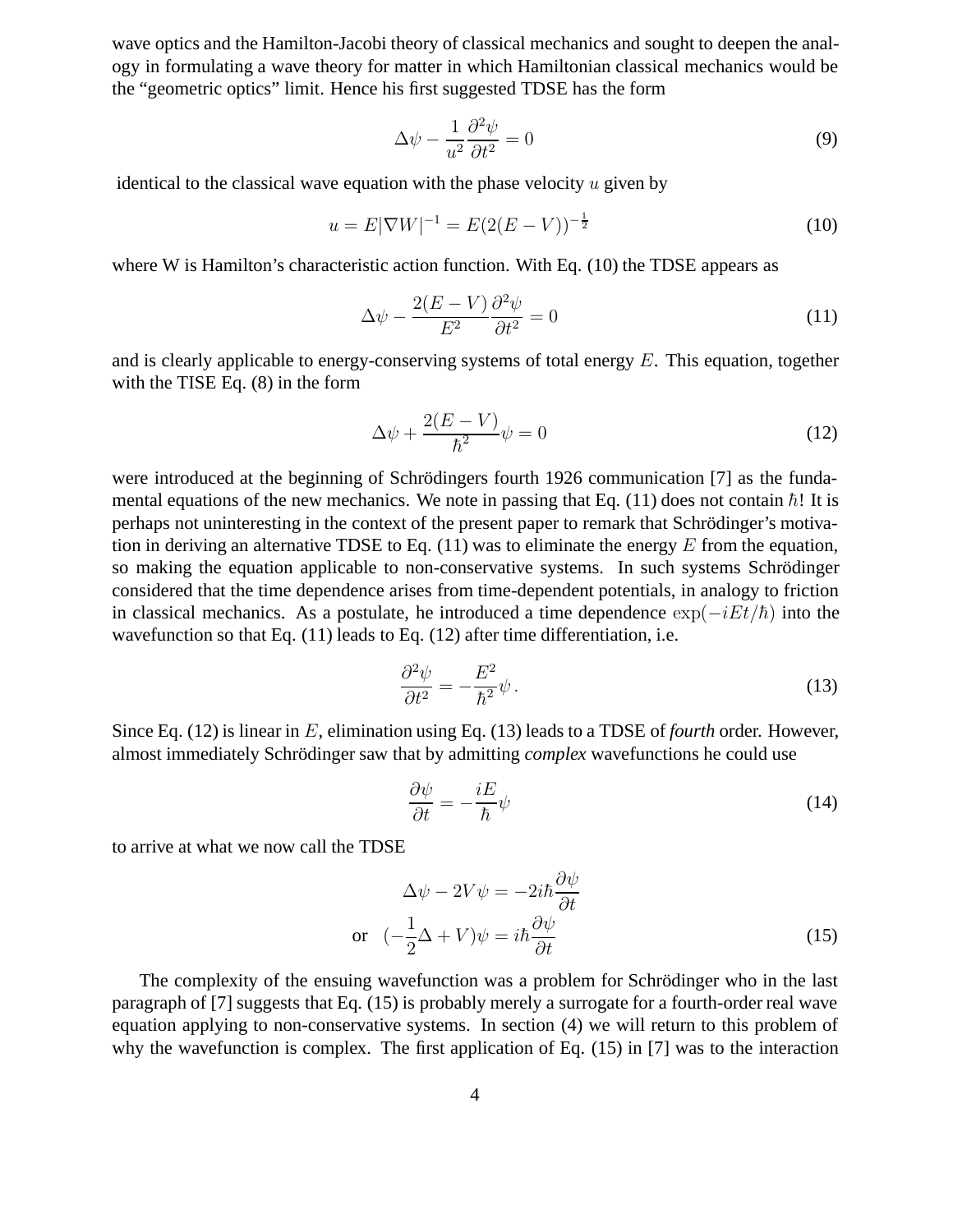wave optics and the Hamilton-Jacobi theory of classical mechanics and sought to deepen the analogy in formulating a wave theory for matter in which Hamiltonian classical mechanics would be the "geometric optics" limit. Hence his first suggested TDSE has the form

$$\Delta\psi - \frac{1}{u^2}\frac{\partial^2\psi}{\partial t^2} = 0 \tag{9}$$

identical to the classical wave equation with the phase velocity $u$ given by

$$u = E|\nabla W|^{-1} = E(2(E-V))^{-\frac{1}{2}} \tag{10}$$

where W is Hamilton's characteristic action function. With Eq. (10) the TDSE appears as

$$\Delta\psi - \frac{2(E-V)}{E^2}\frac{\partial^2\psi}{\partial t^2} = 0 \tag{11}$$

and is clearly applicable to energy-conserving systems of total energy $E$. This equation, together with the TISE Eq. (8) in the form

$$\Delta\psi + \frac{2(E-V)}{\hbar^2}\psi = 0 \tag{12}$$

were introduced at the beginning of Schrödingers fourth 1926 communication [7] as the fundamental equations of the new mechanics. We note in passing that Eq. (11) does not contain $\hbar$! It is perhaps not uninteresting in the context of the present paper to remark that Schrödinger's motivation in deriving an alternative TDSE to Eq. (11) was to eliminate the energy $E$ from the equation, so making the equation applicable to non-conservative systems. In such systems Schrödinger considered that the time dependence arises from time-dependent potentials, in analogy to friction in classical mechanics. As a postulate, he introduced a time dependence $\exp(-iEt/\hbar)$ into the wavefunction so that Eq. (11) leads to Eq. (12) after time differentiation, i.e.

$$\frac{\partial^2\psi}{\partial t^2} = -\frac{E^2}{\hbar^2}\psi\,. \tag{13}$$

Since Eq. (12) is linear in $E$, elimination using Eq. (13) leads to a TDSE of *fourth* order. However, almost immediately Schrödinger saw that by admitting *complex* wavefunctions he could use

$$\frac{\partial\psi}{\partial t} = -\frac{iE}{\hbar}\psi \tag{14}$$

to arrive at what we now call the TDSE

$$\begin{aligned} \Delta\psi - 2V\psi &= -2i\hbar\frac{\partial\psi}{\partial t} \\ \text{or} \quad (-\frac{1}{2}\Delta + V)\psi &= i\hbar\frac{\partial\psi}{\partial t} \end{aligned} \tag{15}$$

The complexity of the ensuing wavefunction was a problem for Schrödinger who in the last paragraph of [7] suggests that Eq. (15) is probably merely a surrogate for a fourth-order real wave equation applying to non-conservative systems. In section (4) we will return to this problem of why the wavefunction is complex. The first application of Eq. (15) in [7] was to the interaction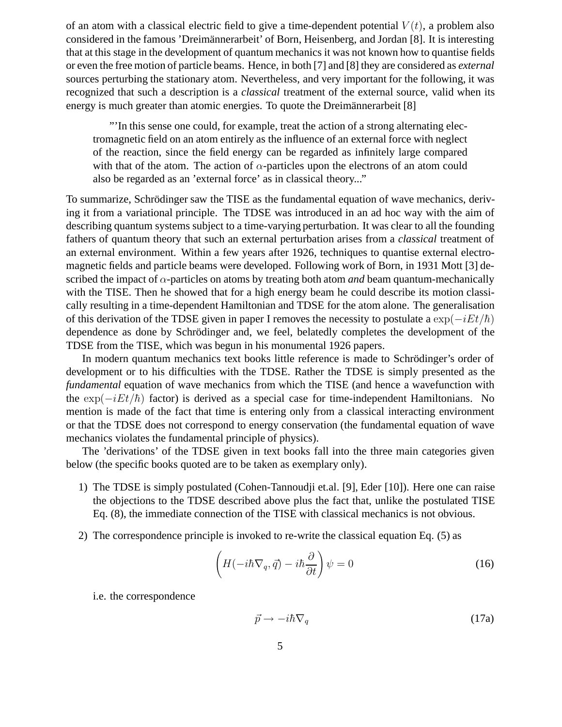of an atom with a classical electric field to give a time-dependent potential $V(t)$, a problem also considered in the famous 'Dreimännerarbeit' of Born, Heisenberg, and Jordan [8]. It is interesting that at this stage in the development of quantum mechanics it was not known how to quantise fields or even the free motion of particle beams. Hence, in both [7] and [8] they are considered as *external* sources perturbing the stationary atom. Nevertheless, and very important for the following, it was recognized that such a description is a *classical* treatment of the external source, valid when its energy is much greater than atomic energies. To quote the Dreimännerarbeit [8]

> "'In this sense one could, for example, treat the action of a strong alternating electromagnetic field on an atom entirely as the influence of an external force with neglect of the reaction, since the field energy can be regarded as infinitely large compared with that of the atom. The action of $\alpha$-particles upon the electrons of an atom could also be regarded as an 'external force' as in classical theory..."

To summarize, Schrödinger saw the TISE as the fundamental equation of wave mechanics, deriving it from a variational principle. The TDSE was introduced in an ad hoc way with the aim of describing quantum systems subject to a time-varying perturbation. It was clear to all the founding fathers of quantum theory that such an external perturbation arises from a *classical* treatment of an external environment. Within a few years after 1926, techniques to quantise external electromagnetic fields and particle beams were developed. Following work of Born, in 1931 Mott [3] described the impact of $\alpha$-particles on atoms by treating both atom ***and*** beam quantum-mechanically with the TISE. Then he showed that for a high energy beam he could describe its motion classically resulting in a time-dependent Hamiltonian and TDSE for the atom alone. The generalisation of this derivation of the TDSE given in paper I removes the necessity to postulate a $\exp(-iEt/\hbar)$ dependence as done by Schrödinger and, we feel, belatedly completes the development of the TDSE from the TISE, which was begun in his monumental 1926 papers.

In modern quantum mechanics text books little reference is made to Schrödinger's order of development or to his difficulties with the TDSE. Rather the TDSE is simply presented as the *fundamental* equation of wave mechanics from which the TISE (and hence a wavefunction with the $\exp(-iEt/\hbar)$ factor) is derived as a special case for time-independent Hamiltonians. No mention is made of the fact that time is entering only from a classical interacting environment or that the TDSE does not correspond to energy conservation (the fundamental equation of wave mechanics violates the fundamental principle of physics).

The 'derivations' of the TDSE given in text books fall into the three main categories given below (the specific books quoted are to be taken as exemplary only).

1) The TDSE is simply postulated (Cohen-Tannoudji et.al. [9], Eder [10]). Here one can raise the objections to the TDSE described above plus the fact that, unlike the postulated TISE Eq. (8), the immediate connection of the TISE with classical mechanics is not obvious.

2) The correspondence principle is invoked to re-write the classical equation Eq. (5) as

$$\left( H(-i\hbar\nabla_q, \vec{q}) - i\hbar\frac{\partial}{\partial t} \right) \psi = 0 \tag{16}$$

i.e. the correspondence

$$\vec{p} \rightarrow -i\hbar\nabla_q \tag{17a}$$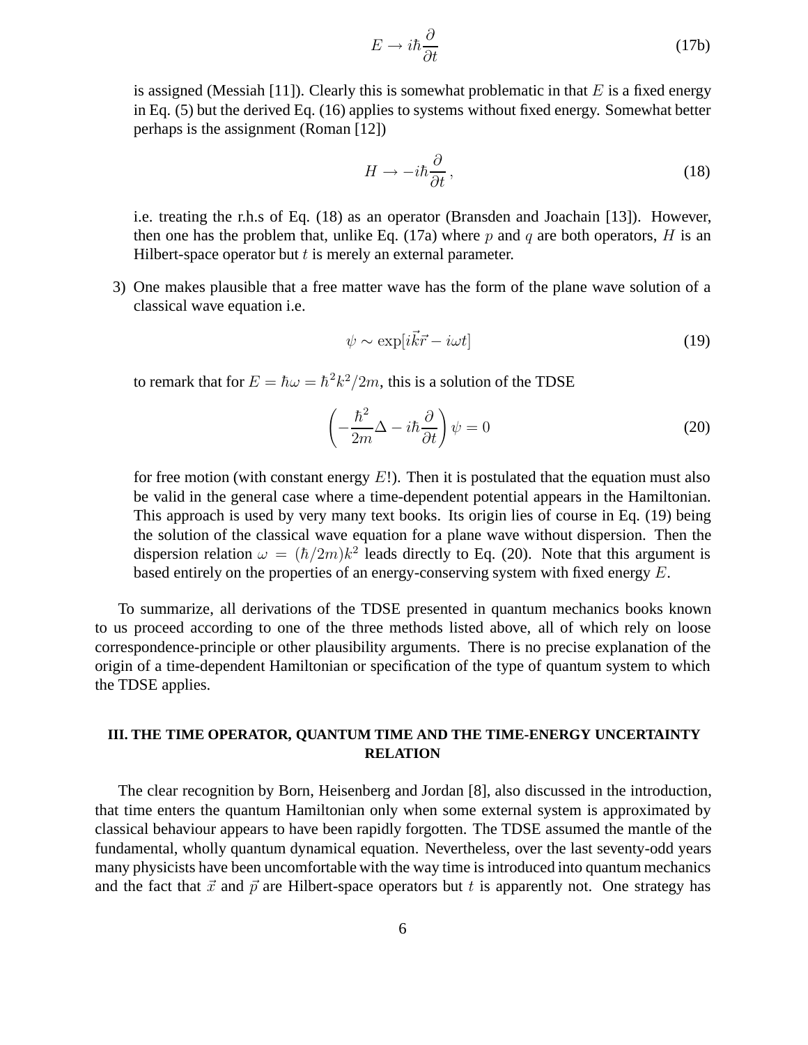$$E \to i\hbar \frac{\partial}{\partial t} \tag{17b}$$

is assigned (Messiah [11]). Clearly this is somewhat problematic in that $E$ is a fixed energy in Eq. (5) but the derived Eq. (16) applies to systems without fixed energy. Somewhat better perhaps is the assignment (Roman [12])

$$H \to -i\hbar \frac{\partial}{\partial t}\,, \tag{18}$$

i.e. treating the r.h.s of Eq. (18) as an operator (Bransden and Joachain [13]). However, then one has the problem that, unlike Eq. (17a) where $p$ and $q$ are both operators, $H$ is an Hilbert-space operator but $t$ is merely an external parameter.

3) One makes plausible that a free matter wave has the form of the plane wave solution of a classical wave equation i.e.

$$\psi \sim \exp[i\vec{k}\vec{r} - i\omega t] \tag{19}$$

to remark that for $E = \hbar\omega = \hbar^2 k^2/2m$, this is a solution of the TDSE

$$\left( -\frac{\hbar^2}{2m}\Delta - i\hbar\frac{\partial}{\partial t} \right) \psi = 0 \tag{20}$$

for free motion (with constant energy $E$!). Then it is postulated that the equation must also be valid in the general case where a time-dependent potential appears in the Hamiltonian. This approach is used by very many text books. Its origin lies of course in Eq. (19) being the solution of the classical wave equation for a plane wave without dispersion. Then the dispersion relation $\omega = (\hbar/2m)k^2$ leads directly to Eq. (20). Note that this argument is based entirely on the properties of an energy-conserving system with fixed energy $E$.

To summarize, all derivations of the TDSE presented in quantum mechanics books known to us proceed according to one of the three methods listed above, all of which rely on loose correspondence-principle or other plausibility arguments. There is no precise explanation of the origin of a time-dependent Hamiltonian or specification of the type of quantum system to which the TDSE applies.

## III. THE TIME OPERATOR, QUANTUM TIME AND THE TIME-ENERGY UNCERTAINTY RELATION

The clear recognition by Born, Heisenberg and Jordan [8], also discussed in the introduction, that time enters the quantum Hamiltonian only when some external system is approximated by classical behaviour appears to have been rapidly forgotten. The TDSE assumed the mantle of the fundamental, wholly quantum dynamical equation. Nevertheless, over the last seventy-odd years many physicists have been uncomfortable with the way time is introduced into quantum mechanics and the fact that $\vec{x}$ and $\vec{p}$ are Hilbert-space operators but $t$ is apparently not. One strategy has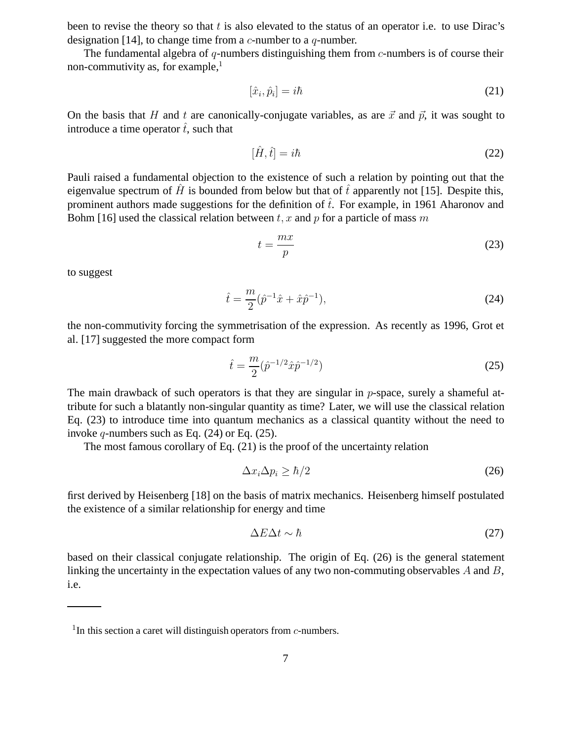been to revise the theory so that $t$ is also elevated to the status of an operator i.e. to use Dirac's designation [14], to change time from a $c$-number to a $q$-number.

The fundamental algebra of $q$-numbers distinguishing them from $c$-numbers is of course their non-commutivity as, for example,[1]

$$[\hat{x}_i, \hat{p}_i] = i\hbar \tag{21}$$

On the basis that $H$ and $t$ are canonically-conjugate variables, as are $\vec{x}$ and $\vec{p}$, it was sought to introduce a time operator $\hat{t}$, such that

$$[\hat{H}, \hat{t}] = i\hbar \tag{22}$$

Pauli raised a fundamental objection to the existence of such a relation by pointing out that the eigenvalue spectrum of $\hat{H}$ is bounded from below but that of $\hat{t}$ apparently not [15]. Despite this, prominent authors made suggestions for the definition of $\hat{t}$. For example, in 1961 Aharonov and Bohm [16] used the classical relation between $t, x$ and $p$ for a particle of mass $m$

$$t = \frac{mx}{p} \tag{23}$$

to suggest

$$\hat{t} = \frac{m}{2}(\hat{p}^{-1}\hat{x} + \hat{x}\hat{p}^{-1}), \tag{24}$$

the non-commutivity forcing the symmetrisation of the expression. As recently as 1996, Grot et al. [17] suggested the more compact form

$$\hat{t} = \frac{m}{2}(\hat{p}^{-1/2}\hat{x}\hat{p}^{-1/2}) \tag{25}$$

The main drawback of such operators is that they are singular in $p$-space, surely a shameful attribute for such a blatantly non-singular quantity as time? Later, we will use the classical relation Eq. (23) to introduce time into quantum mechanics as a classical quantity without the need to invoke $q$-numbers such as Eq. (24) or Eq. (25).

The most famous corollary of Eq. (21) is the proof of the uncertainty relation

$$\Delta x_i \Delta p_i \geq \hbar/2 \tag{26}$$

first derived by Heisenberg [18] on the basis of matrix mechanics. Heisenberg himself postulated the existence of a similar relationship for energy and time

$$\Delta E \Delta t \sim \hbar \tag{27}$$

based on their classical conjugate relationship. The origin of Eq. (26) is the general statement linking the uncertainty in the expectation values of any two non-commuting observables $A$ and $B$, i.e.

---

[1] In this section a caret will distinguish operators from $c$-numbers.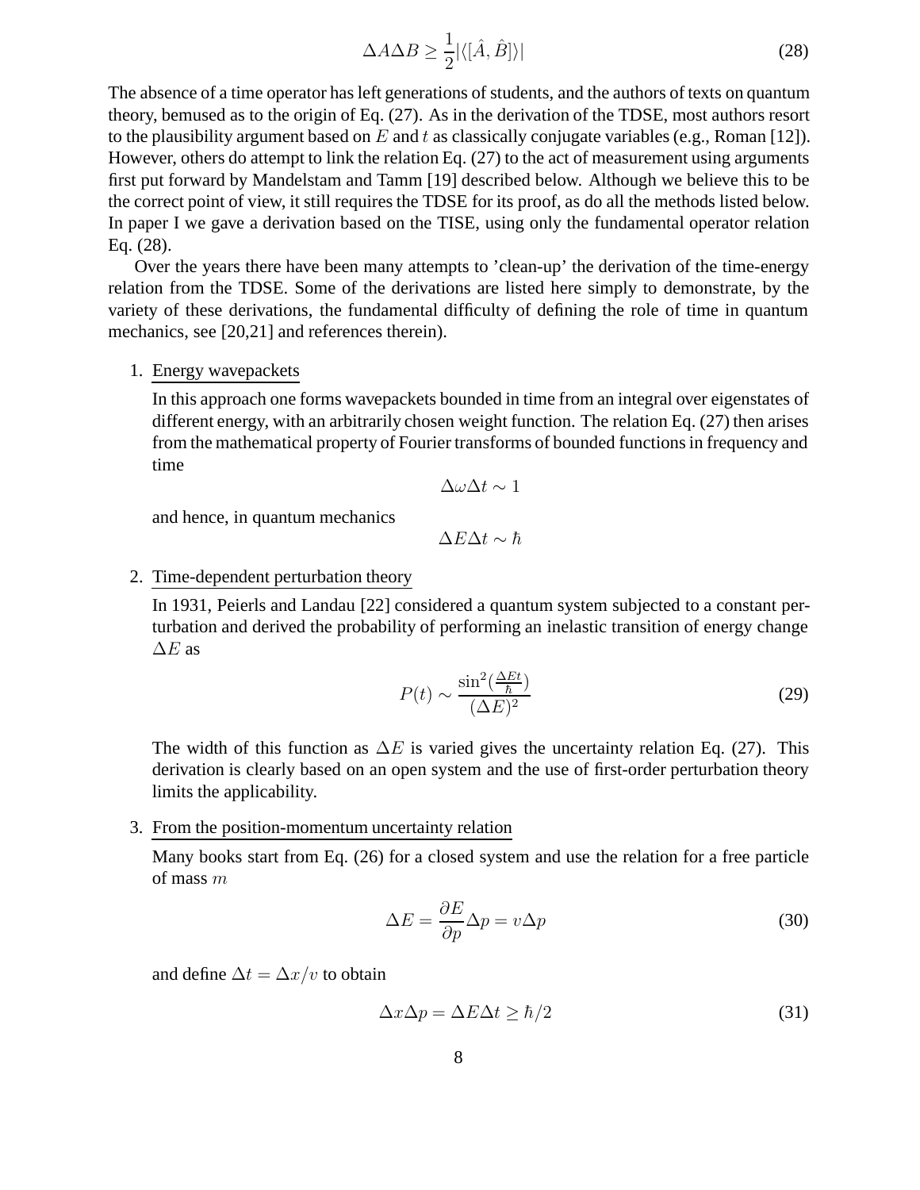$$\Delta A \Delta B \geq \frac{1}{2}|\langle[\hat{A}, \hat{B}]\rangle| \tag{28}$$

The absence of a time operator has left generations of students, and the authors of texts on quantum theory, bemused as to the origin of Eq. (27). As in the derivation of the TDSE, most authors resort to the plausibility argument based on $E$ and $t$ as classically conjugate variables (e.g., Roman [12]). However, others do attempt to link the relation Eq. (27) to the act of measurement using arguments first put forward by Mandelstam and Tamm [19] described below. Although we believe this to be the correct point of view, it still requires the TDSE for its proof, as do all the methods listed below. In paper I we gave a derivation based on the TISE, using only the fundamental operator relation Eq. (28).

Over the years there have been many attempts to 'clean-up' the derivation of the time-energy relation from the TDSE. Some of the derivations are listed here simply to demonstrate, by the variety of these derivations, the fundamental difficulty of defining the role of time in quantum mechanics, see [20,21] and references therein).

1. Energy wavepackets

   In this approach one forms wavepackets bounded in time from an integral over eigenstates of different energy, with an arbitrarily chosen weight function. The relation Eq. (27) then arises from the mathematical property of Fourier transforms of bounded functions in frequency and time

   $$\Delta\omega\Delta t \sim 1$$

   and hence, in quantum mechanics

   $$\Delta E \Delta t \sim \hbar$$

2. Time-dependent perturbation theory

   In 1931, Peierls and Landau [22] considered a quantum system subjected to a constant perturbation and derived the probability of performing an inelastic transition of energy change $\Delta E$ as

   $$P(t) \sim \frac{\sin^2(\frac{\Delta E t}{\hbar})}{(\Delta E)^2} \tag{29}$$

   The width of this function as $\Delta E$ is varied gives the uncertainty relation Eq. (27). This derivation is clearly based on an open system and the use of first-order perturbation theory limits the applicability.

3. From the position-momentum uncertainty relation

   Many books start from Eq. (26) for a closed system and use the relation for a free particle of mass $m$

   $$\Delta E = \frac{\partial E}{\partial p}\Delta p = v\Delta p \tag{30}$$

   and define $\Delta t = \Delta x / v$ to obtain

   $$\Delta x \Delta p = \Delta E \Delta t \geq \hbar/2 \tag{31}$$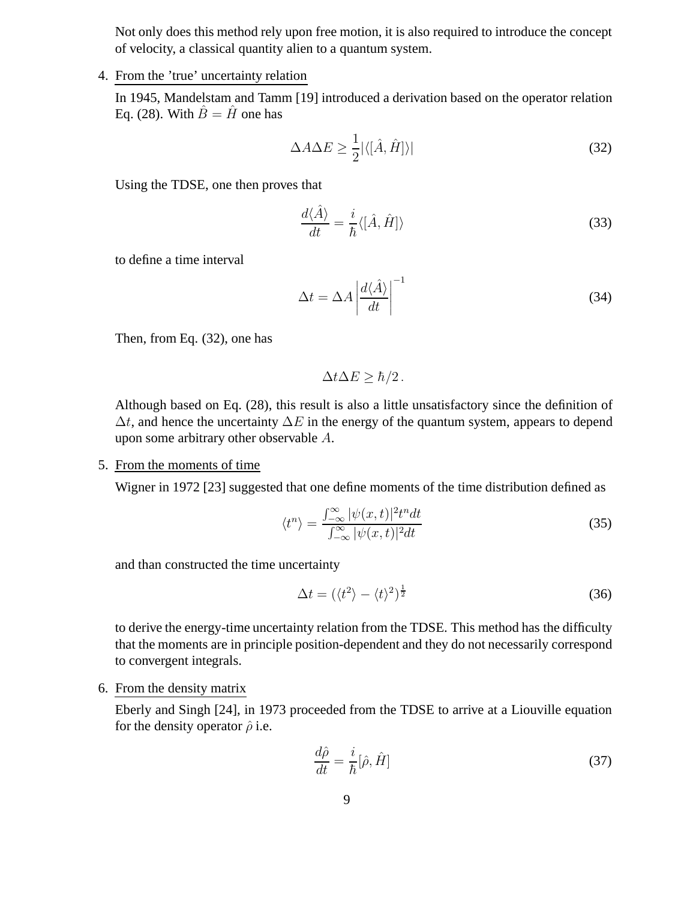Not only does this method rely upon free motion, it is also required to introduce the concept of velocity, a classical quantity alien to a quantum system.

4. From the 'true' uncertainty relation

   In 1945, Mandelstam and Tamm [19] introduced a derivation based on the operator relation Eq. (28). With $\hat{B} = \hat{H}$ one has

$$\Delta A \Delta E \geq \frac{1}{2} |\langle [\hat{A}, \hat{H}] \rangle| \tag{32}$$

   Using the TDSE, one then proves that

$$\frac{d\langle \hat{A} \rangle}{dt} = \frac{i}{\hbar} \langle [\hat{A}, \hat{H}] \rangle \tag{33}$$

   to define a time interval

$$\Delta t = \Delta A \left| \frac{d\langle \hat{A} \rangle}{dt} \right|^{-1} \tag{34}$$

   Then, from Eq. (32), one has

$$\Delta t \Delta E \geq \hbar/2 \,.$$

   Although based on Eq. (28), this result is also a little unsatisfactory since the definition of $\Delta t$, and hence the uncertainty $\Delta E$ in the energy of the quantum system, appears to depend upon some arbitrary other observable $A$.

5. From the moments of time

   Wigner in 1972 [23] suggested that one define moments of the time distribution defined as

$$\langle t^n \rangle = \frac{\int_{-\infty}^{\infty} |\psi(x,t)|^2 t^n dt}{\int_{-\infty}^{\infty} |\psi(x,t)|^2 dt} \tag{35}$$

   and than constructed the time uncertainty

$$\Delta t = (\langle t^2 \rangle - \langle t \rangle^2)^{\frac{1}{2}} \tag{36}$$

   to derive the energy-time uncertainty relation from the TDSE. This method has the difficulty that the moments are in principle position-dependent and they do not necessarily correspond to convergent integrals.

6. From the density matrix

   Eberly and Singh [24], in 1973 proceeded from the TDSE to arrive at a Liouville equation for the density operator $\hat{\rho}$ i.e.

$$\frac{d\hat{\rho}}{dt} = \frac{i}{\hbar} [\hat{\rho}, \hat{H}] \tag{37}$$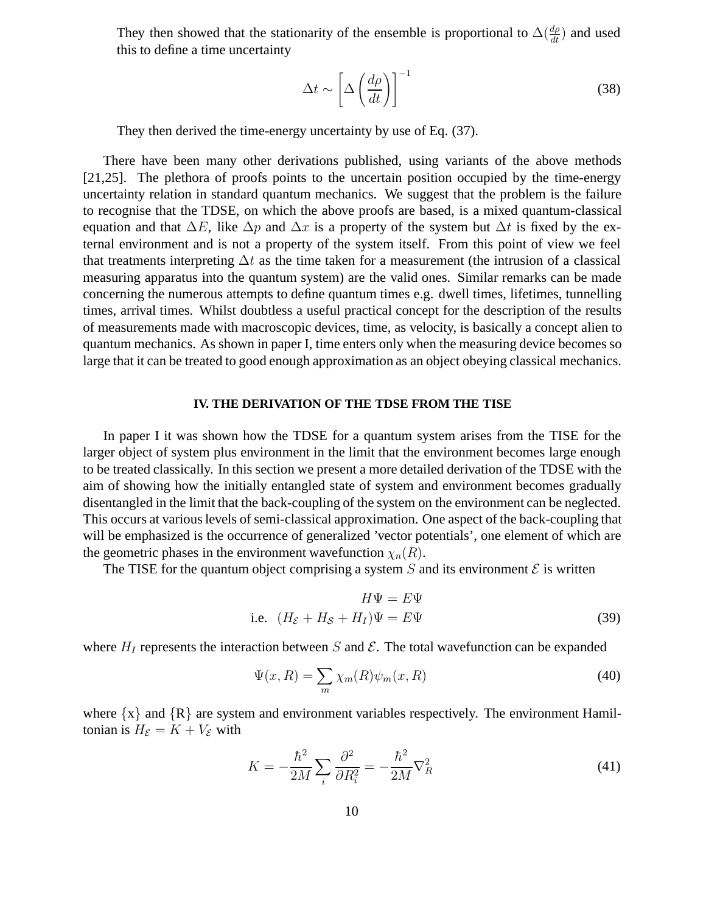They then showed that the stationarity of the ensemble is proportional to $\Delta(\frac{d\rho}{dt})$ and used this to define a time uncertainty

$$\Delta t \sim \left[ \Delta \left( \frac{d\rho}{dt} \right) \right]^{-1} \tag{38}$$

They then derived the time-energy uncertainty by use of Eq. (37).

There have been many other derivations published, using variants of the above methods [21,25]. The plethora of proofs points to the uncertain position occupied by the time-energy uncertainty relation in standard quantum mechanics. We suggest that the problem is the failure to recognise that the TDSE, on which the above proofs are based, is a mixed quantum-classical equation and that $\Delta E$, like $\Delta p$ and $\Delta x$ is a property of the system but $\Delta t$ is fixed by the external environment and is not a property of the system itself. From this point of view we feel that treatments interpreting $\Delta t$ as the time taken for a measurement (the intrusion of a classical measuring apparatus into the quantum system) are the valid ones. Similar remarks can be made concerning the numerous attempts to define quantum times e.g. dwell times, lifetimes, tunnelling times, arrival times. Whilst doubtless a useful practical concept for the description of the results of measurements made with macroscopic devices, time, as velocity, is basically a concept alien to quantum mechanics. As shown in paper I, time enters only when the measuring device becomes so large that it can be treated to good enough approximation as an object obeying classical mechanics.

## IV. THE DERIVATION OF THE TDSE FROM THE TISE

In paper I it was shown how the TDSE for a quantum system arises from the TISE for the larger object of system plus environment in the limit that the environment becomes large enough to be treated classically. In this section we present a more detailed derivation of the TDSE with the aim of showing how the initially entangled state of system and environment becomes gradually disentangled in the limit that the back-coupling of the system on the environment can be neglected. This occurs at various levels of semi-classical approximation. One aspect of the back-coupling that will be emphasized is the occurrence of generalized 'vector potentials', one element of which are the geometric phases in the environment wavefunction $\chi_n(R)$.

The TISE for the quantum object comprising a system $S$ and its environment $\mathcal{E}$ is written

$$\begin{aligned} H\Psi &= E\Psi \\ \text{i.e.} \quad (H_{\mathcal{E}} + H_{\mathcal{S}} + H_I)\Psi &= E\Psi \end{aligned} \tag{39}$$

where $H_I$ represents the interaction between $S$ and $\mathcal{E}$. The total wavefunction can be expanded

$$\Psi(x, R) = \sum_m \chi_m(R)\psi_m(x, R) \tag{40}$$

where {x} and {R} are system and environment variables respectively. The environment Hamiltonian is $H_{\mathcal{E}} = K + V_{\mathcal{E}}$ with

$$K = -\frac{\hbar^2}{2M}\sum_i \frac{\partial^2}{\partial R_i^2} = -\frac{\hbar^2}{2M}\nabla_R^2 \tag{41}$$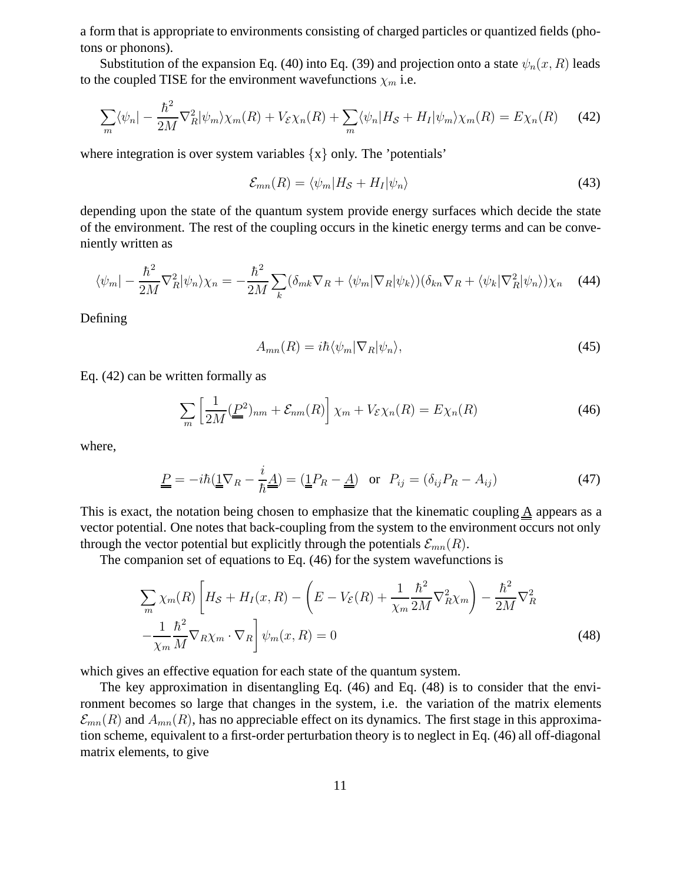a form that is appropriate to environments consisting of charged particles or quantized fields (photons or phonons).

Substitution of the expansion Eq. (40) into Eq. (39) and projection onto a state $\psi_n(x, R)$ leads to the coupled TISE for the environment wavefunctions $\chi_m$ i.e.

$$\sum_m \langle\psi_n| - \frac{\hbar^2}{2M}\nabla_R^2|\psi_m\rangle\chi_m(R) + V_{\mathcal{E}}\chi_n(R) + \sum_m \langle\psi_n|H_{\mathcal{S}} + H_I|\psi_m\rangle\chi_m(R) = E\chi_n(R) \tag{42}$$

where integration is over system variables $\{x\}$ only. The 'potentials'

$$\mathcal{E}_{mn}(R) = \langle\psi_m|H_{\mathcal{S}} + H_I|\psi_n\rangle \tag{43}$$

depending upon the state of the quantum system provide energy surfaces which decide the state of the environment. The rest of the coupling occurs in the kinetic energy terms and can be conveniently written as

$$\langle\psi_m| - \frac{\hbar^2}{2M}\nabla_R^2|\psi_n\rangle\chi_n = -\frac{\hbar^2}{2M}\sum_k(\delta_{mk}\nabla_R + \langle\psi_m|\nabla_R|\psi_k\rangle)(\delta_{kn}\nabla_R + \langle\psi_k|\nabla_R^2|\psi_n\rangle)\chi_n \tag{44}$$

Defining

$$A_{mn}(R) = i\hbar\langle\psi_m|\nabla_R|\psi_n\rangle, \tag{45}$$

Eq. (42) can be written formally as

$$\sum_m \left[\frac{1}{2M}(\underline{\underline{P}}^2)_{nm} + \mathcal{E}_{nm}(R)\right]\chi_m + V_{\mathcal{E}}\chi_n(R) = E\chi_n(R) \tag{46}$$

where,

$$\underline{\underline{P}} = -i\hbar(\underline{\underline{1}}\nabla_R - \frac{i}{\hbar}\underline{\underline{A}}) = (\underline{\underline{1}}P_R - \underline{\underline{A}}) \quad \text{or} \quad P_{ij} = (\delta_{ij}P_R - A_{ij}) \tag{47}$$

This is exact, the notation being chosen to emphasize that the kinematic coupling $\underline{\underline{A}}$ appears as a vector potential. One notes that back-coupling from the system to the environment occurs not only through the vector potential but explicitly through the potentials $\mathcal{E}_{mn}(R)$.

The companion set of equations to Eq. (46) for the system wavefunctions is

$$\begin{aligned}\sum_m \chi_m(R)\bigg[H_{\mathcal{S}} + H_I(x, R) - \left(E - V_{\mathcal{E}}(R) + \frac{1}{\chi_m}\frac{\hbar^2}{2M}\nabla_R^2\chi_m\right) - \frac{\hbar^2}{2M}\nabla_R^2 \\ -\frac{1}{\chi_m}\frac{\hbar^2}{M}\nabla_R\chi_m \cdot \nabla_R\bigg]\psi_m(x, R) = 0\end{aligned} \tag{48}$$

which gives an effective equation for each state of the quantum system.

The key approximation in disentangling Eq. (46) and Eq. (48) is to consider that the environment becomes so large that changes in the system, i.e. the variation of the matrix elements $\mathcal{E}_{mn}(R)$ and $A_{mn}(R)$, has no appreciable effect on its dynamics. The first stage in this approximation scheme, equivalent to a first-order perturbation theory is to neglect in Eq. (46) all off-diagonal matrix elements, to give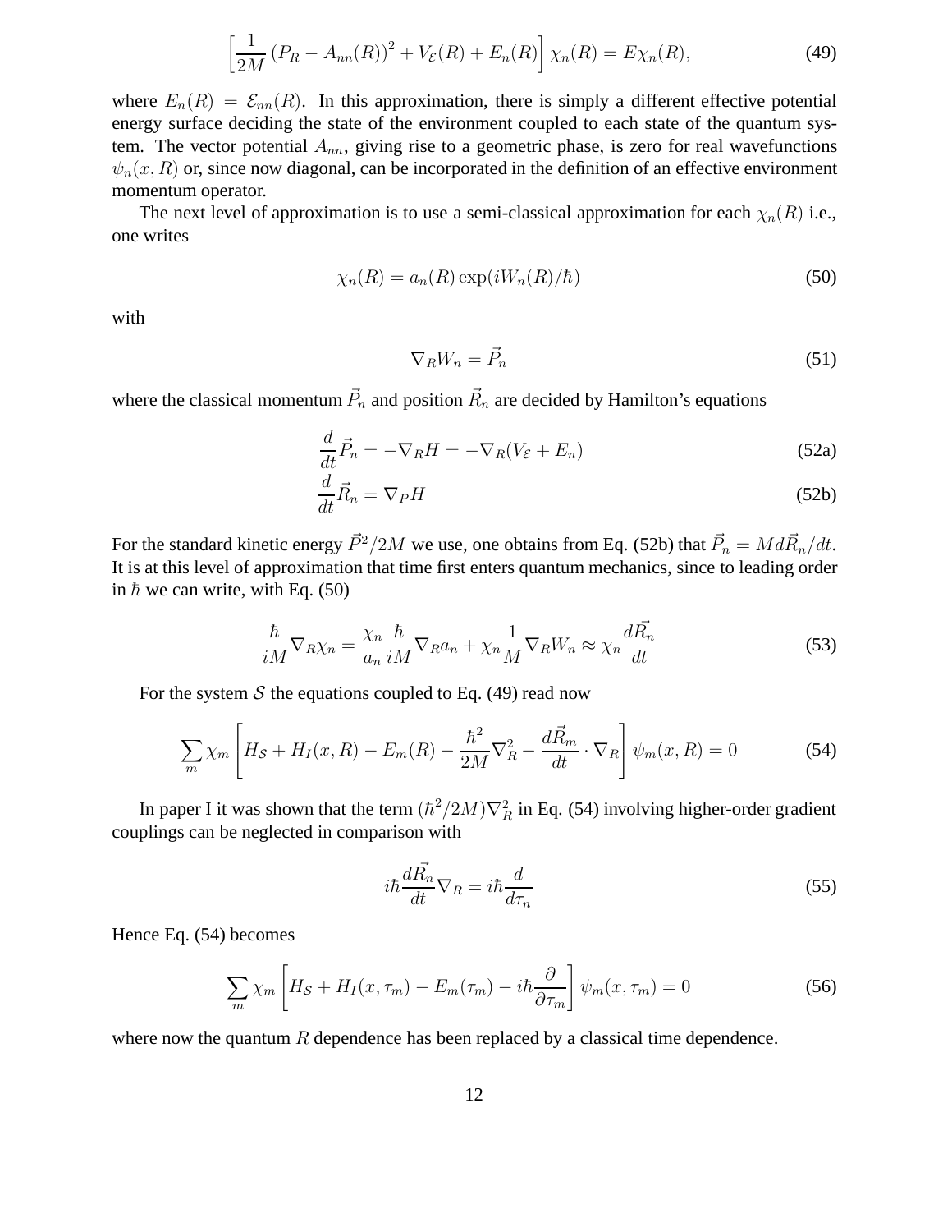$$\left[\frac{1}{2M}\left(P_R - A_{nn}(R)\right)^2 + V_{\mathcal{E}}(R) + E_n(R)\right]\chi_n(R) = E\chi_n(R), \tag{49}$$

where $E_n(R) = \mathcal{E}_{nn}(R)$. In this approximation, there is simply a different effective potential energy surface deciding the state of the environment coupled to each state of the quantum system. The vector potential $A_{nn}$, giving rise to a geometric phase, is zero for real wavefunctions $\psi_n(x, R)$ or, since now diagonal, can be incorporated in the definition of an effective environment momentum operator.

The next level of approximation is to use a semi-classical approximation for each $\chi_n(R)$ i.e., one writes

$$\chi_n(R) = a_n(R)\exp(iW_n(R)/\hbar) \tag{50}$$

with

$$\nabla_R W_n = \vec{P}_n \tag{51}$$

where the classical momentum $\vec{P}_n$ and position $\vec{R}_n$ are decided by Hamilton's equations

$$\frac{d}{dt}\vec{P}_n = -\nabla_R H = -\nabla_R(V_{\mathcal{E}} + E_n) \tag{52a}$$

$$\frac{d}{dt}\vec{R}_n = \nabla_P H \tag{52b}$$

For the standard kinetic energy $\vec{P}^2/2M$ we use, one obtains from Eq. (52b) that $\vec{P}_n = M d\vec{R}_n/dt$. It is at this level of approximation that time first enters quantum mechanics, since to leading order in $\hbar$ we can write, with Eq. (50)

$$\frac{\hbar}{iM}\nabla_R \chi_n = \frac{\chi_n}{a_n}\frac{\hbar}{iM}\nabla_R a_n + \chi_n \frac{1}{M}\nabla_R W_n \approx \chi_n \frac{d\vec{R}_n}{dt} \tag{53}$$

For the system $\mathcal{S}$ the equations coupled to Eq. (49) read now

$$\sum_m \chi_m \left[H_{\mathcal{S}} + H_I(x, R) - E_m(R) - \frac{\hbar^2}{2M}\nabla_R^2 - \frac{d\vec{R}_m}{dt}\cdot\nabla_R\right]\psi_m(x, R) = 0 \tag{54}$$

In paper I it was shown that the term $(\hbar^2/2M)\nabla_R^2$ in Eq. (54) involving higher-order gradient couplings can be neglected in comparison with

$$i\hbar\frac{d\vec{R}_n}{dt}\nabla_R = i\hbar\frac{d}{d\tau_n} \tag{55}$$

Hence Eq. (54) becomes

$$\sum_m \chi_m \left[H_{\mathcal{S}} + H_I(x, \tau_m) - E_m(\tau_m) - i\hbar\frac{\partial}{\partial\tau_m}\right]\psi_m(x, \tau_m) = 0 \tag{56}$$

where now the quantum $R$ dependence has been replaced by a classical time dependence.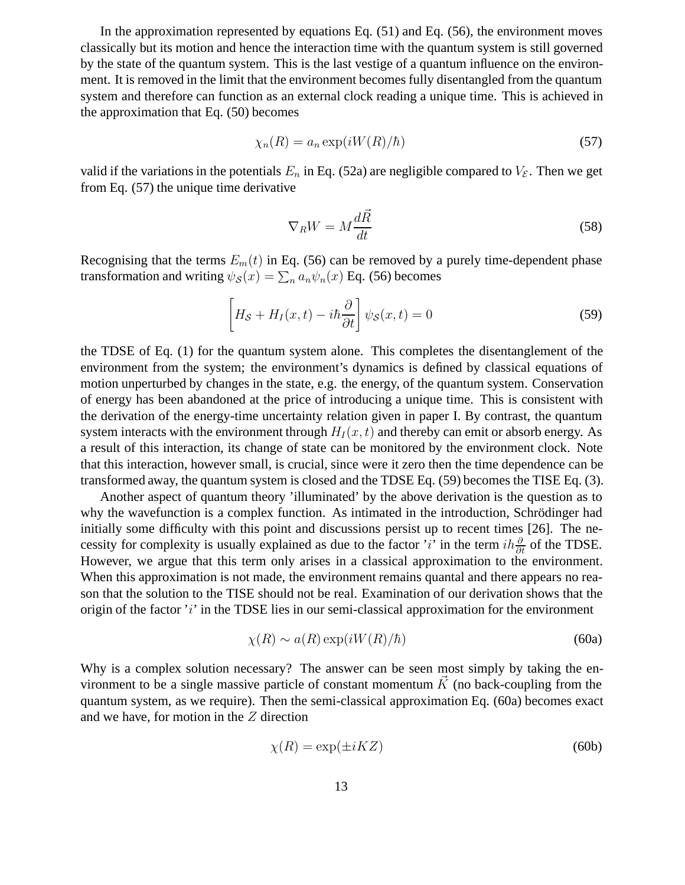In the approximation represented by equations Eq. (51) and Eq. (56), the environment moves classically but its motion and hence the interaction time with the quantum system is still governed by the state of the quantum system. This is the last vestige of a quantum influence on the environment. It is removed in the limit that the environment becomes fully disentangled from the quantum system and therefore can function as an external clock reading a unique time. This is achieved in the approximation that Eq. (50) becomes

$$\chi_n(R) = a_n \exp(iW(R)/\hbar) \tag{57}$$

valid if the variations in the potentials $E_n$ in Eq. (52a) are negligible compared to $V_{\mathcal{E}}$. Then we get from Eq. (57) the unique time derivative

$$\nabla_R W = M\frac{d\vec{R}}{dt} \tag{58}$$

Recognising that the terms $E_m(t)$ in Eq. (56) can be removed by a purely time-dependent phase transformation and writing $\psi_{\mathcal{S}}(x) = \sum_n a_n \psi_n(x)$ Eq. (56) becomes

$$\left[H_{\mathcal{S}} + H_I(x,t) - i\hbar\frac{\partial}{\partial t}\right]\psi_{\mathcal{S}}(x,t) = 0 \tag{59}$$

the TDSE of Eq. (1) for the quantum system alone. This completes the disentanglement of the environment from the system; the environment's dynamics is defined by classical equations of motion unperturbed by changes in the state, e.g. the energy, of the quantum system. Conservation of energy has been abandoned at the price of introducing a unique time. This is consistent with the derivation of the energy-time uncertainty relation given in paper I. By contrast, the quantum system interacts with the environment through $H_I(x,t)$ and thereby can emit or absorb energy. As a result of this interaction, its change of state can be monitored by the environment clock. Note that this interaction, however small, is crucial, since were it zero then the time dependence can be transformed away, the quantum system is closed and the TDSE Eq. (59) becomes the TISE Eq. (3).

Another aspect of quantum theory 'illuminated' by the above derivation is the question as to why the wavefunction is a complex function. As intimated in the introduction, Schrödinger had initially some difficulty with this point and discussions persist up to recent times [26]. The necessity for complexity is usually explained as due to the factor '$i$' in the term $ih\frac{\partial}{\partial t}$ of the TDSE. However, we argue that this term only arises in a classical approximation to the environment. When this approximation is not made, the environment remains quantal and there appears no reason that the solution to the TISE should not be real. Examination of our derivation shows that the origin of the factor '$i$' in the TDSE lies in our semi-classical approximation for the environment

$$\chi(R) \sim a(R)\exp(iW(R)/\hbar) \tag{60a}$$

Why is a complex solution necessary? The answer can be seen most simply by taking the environment to be a single massive particle of constant momentum $\vec{K}$ (no back-coupling from the quantum system, as we require). Then the semi-classical approximation Eq. (60a) becomes exact and we have, for motion in the $Z$ direction

$$\chi(R) = \exp(\pm iKZ) \tag{60b}$$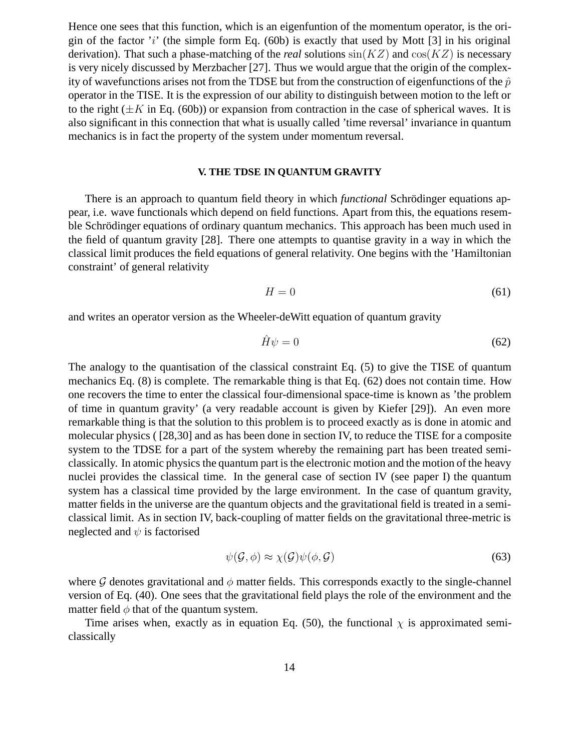Hence one sees that this function, which is an eigenfuntion of the momentum operator, is the origin of the factor '$i$' (the simple form Eq. (60b) is exactly that used by Mott [3] in his original derivation). That such a phase-matching of the *real* solutions $\sin(KZ)$ and $\cos(KZ)$ is necessary is very nicely discussed by Merzbacher [27]. Thus we would argue that the origin of the complexity of wavefunctions arises not from the TDSE but from the construction of eigenfunctions of the $\hat{p}$ operator in the TISE. It is the expression of our ability to distinguish between motion to the left or to the right ($\pm K$ in Eq. (60b)) or expansion from contraction in the case of spherical waves. It is also significant in this connection that what is usually called 'time reversal' invariance in quantum mechanics is in fact the property of the system under momentum reversal.

## V. THE TDSE IN QUANTUM GRAVITY

There is an approach to quantum field theory in which *functional* Schrödinger equations appear, i.e. wave functionals which depend on field functions. Apart from this, the equations resemble Schrödinger equations of ordinary quantum mechanics. This approach has been much used in the field of quantum gravity [28]. There one attempts to quantise gravity in a way in which the classical limit produces the field equations of general relativity. One begins with the 'Hamiltonian constraint' of general relativity

$$H = 0 \tag{61}$$

and writes an operator version as the Wheeler-deWitt equation of quantum gravity

$$\hat{H}\psi = 0 \tag{62}$$

The analogy to the quantisation of the classical constraint Eq. (5) to give the TISE of quantum mechanics Eq. (8) is complete. The remarkable thing is that Eq. (62) does not contain time. How one recovers the time to enter the classical four-dimensional space-time is known as 'the problem of time in quantum gravity' (a very readable account is given by Kiefer [29]). An even more remarkable thing is that the solution to this problem is to proceed exactly as is done in atomic and molecular physics ( [28,30] and as has been done in section IV, to reduce the TISE for a composite system to the TDSE for a part of the system whereby the remaining part has been treated semi-classically. In atomic physics the quantum part is the electronic motion and the motion of the heavy nuclei provides the classical time. In the general case of section IV (see paper I) the quantum system has a classical time provided by the large environment. In the case of quantum gravity, matter fields in the universe are the quantum objects and the gravitational field is treated in a semi-classical limit. As in section IV, back-coupling of matter fields on the gravitational three-metric is neglected and $\psi$ is factorised

$$\psi(\mathcal{G}, \phi) \approx \chi(\mathcal{G})\psi(\phi, \mathcal{G}) \tag{63}$$

where $\mathcal{G}$ denotes gravitational and $\phi$ matter fields. This corresponds exactly to the single-channel version of Eq. (40). One sees that the gravitational field plays the role of the environment and the matter field $\phi$ that of the quantum system.

Time arises when, exactly as in equation Eq. (50), the functional $\chi$ is approximated semi-classically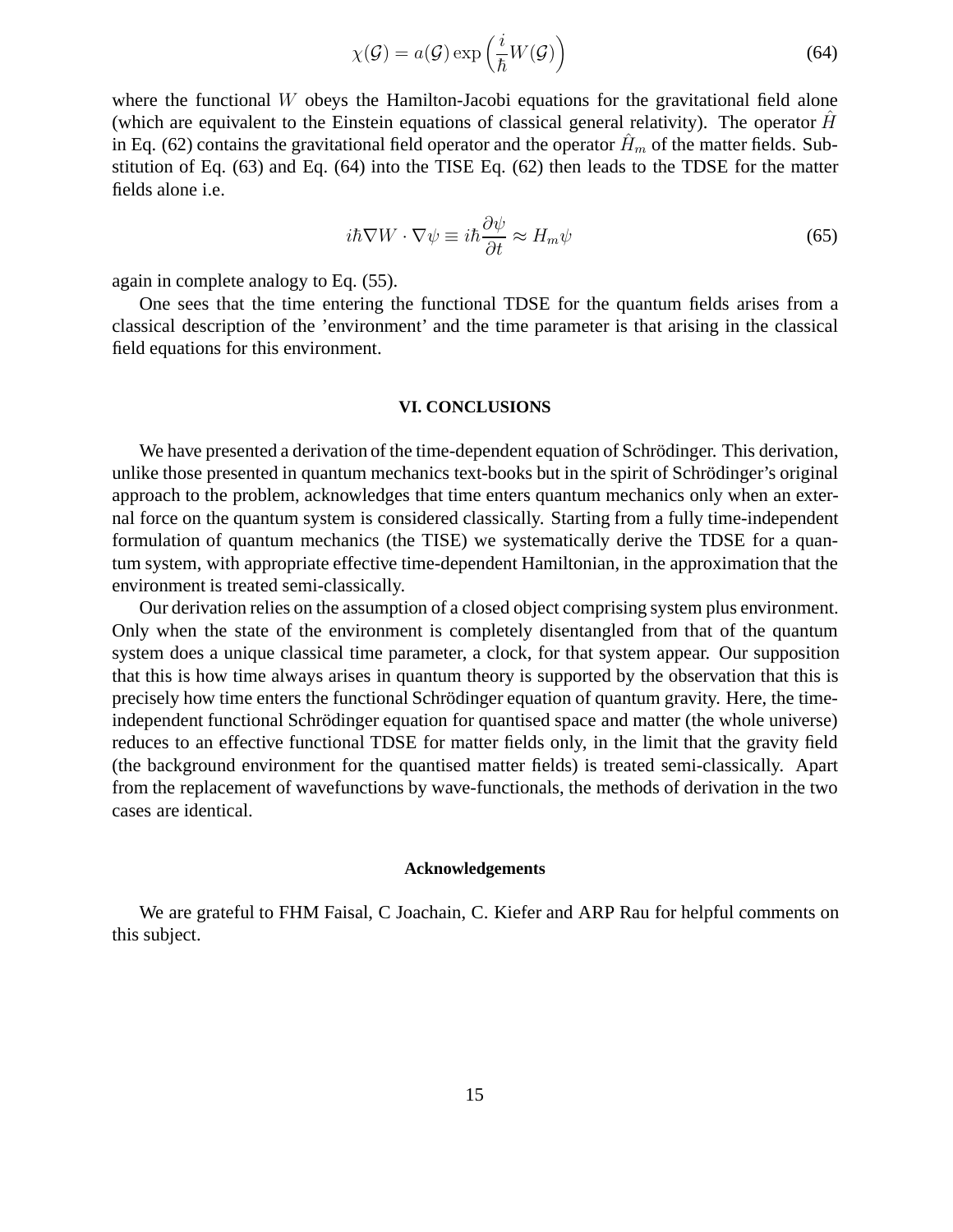$$\chi(\mathcal{G}) = a(\mathcal{G}) \exp\left(\frac{i}{\hbar} W(\mathcal{G})\right) \tag{64}$$

where the functional $W$ obeys the Hamilton-Jacobi equations for the gravitational field alone (which are equivalent to the Einstein equations of classical general relativity). The operator $\hat{H}$ in Eq. (62) contains the gravitational field operator and the operator $\hat{H}_m$ of the matter fields. Substitution of Eq. (63) and Eq. (64) into the TISE Eq. (62) then leads to the TDSE for the matter fields alone i.e.

$$i\hbar \nabla W \cdot \nabla \psi \equiv i\hbar \frac{\partial \psi}{\partial t} \approx H_m \psi \tag{65}$$

again in complete analogy to Eq. (55).

One sees that the time entering the functional TDSE for the quantum fields arises from a classical description of the 'environment' and the time parameter is that arising in the classical field equations for this environment.

## VI. CONCLUSIONS

We have presented a derivation of the time-dependent equation of Schrödinger. This derivation, unlike those presented in quantum mechanics text-books but in the spirit of Schrödinger's original approach to the problem, acknowledges that time enters quantum mechanics only when an external force on the quantum system is considered classically. Starting from a fully time-independent formulation of quantum mechanics (the TISE) we systematically derive the TDSE for a quantum system, with appropriate effective time-dependent Hamiltonian, in the approximation that the environment is treated semi-classically.

Our derivation relies on the assumption of a closed object comprising system plus environment. Only when the state of the environment is completely disentangled from that of the quantum system does a unique classical time parameter, a clock, for that system appear. Our supposition that this is how time always arises in quantum theory is supported by the observation that this is precisely how time enters the functional Schrödinger equation of quantum gravity. Here, the time-independent functional Schrödinger equation for quantised space and matter (the whole universe) reduces to an effective functional TDSE for matter fields only, in the limit that the gravity field (the background environment for the quantised matter fields) is treated semi-classically. Apart from the replacement of wavefunctions by wave-functionals, the methods of derivation in the two cases are identical.

### Acknowledgements

We are grateful to FHM Faisal, C Joachain, C. Kiefer and ARP Rau for helpful comments on this subject.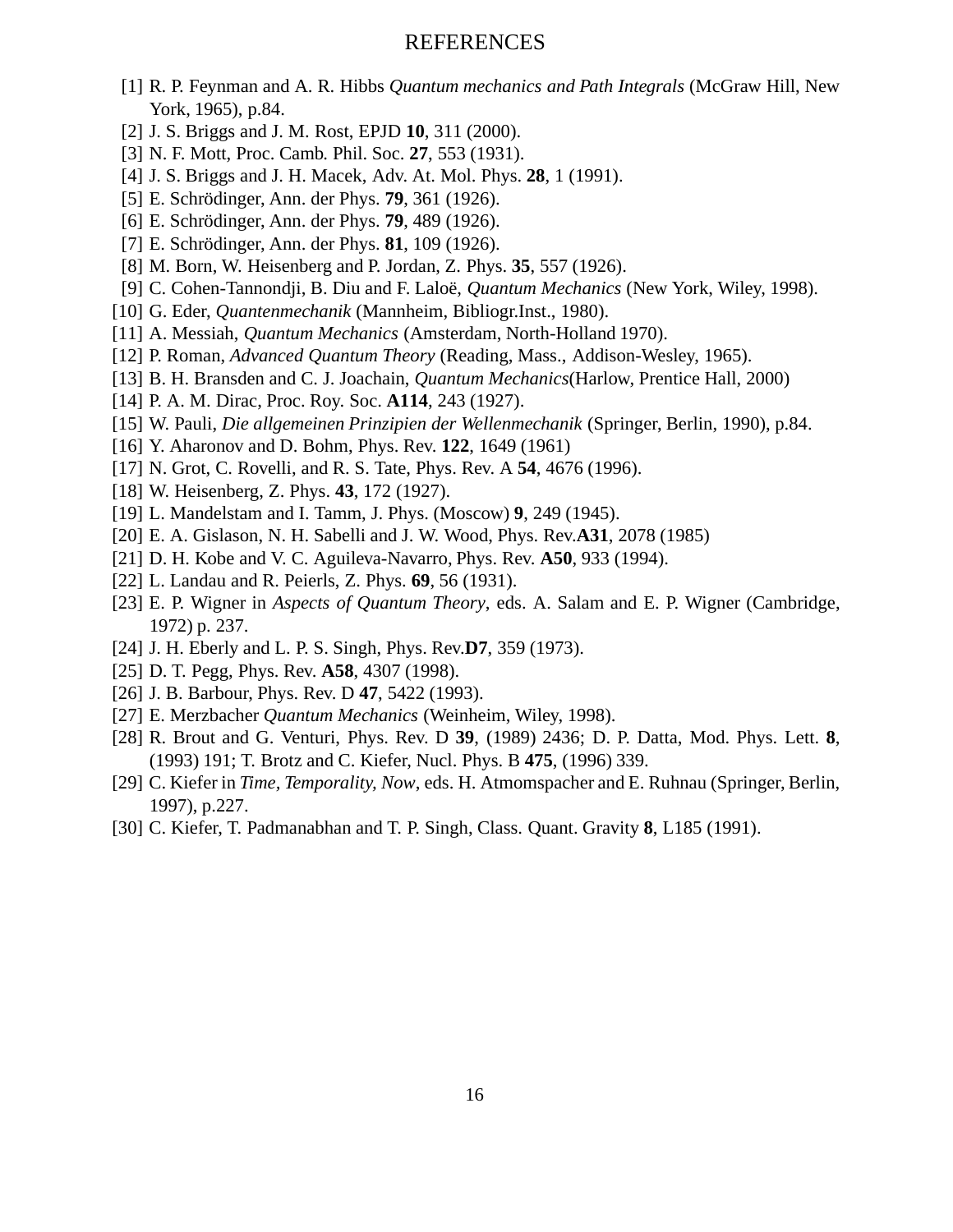# REFERENCES

[1] R. P. Feynman and A. R. Hibbs *Quantum mechanics and Path Integrals* (McGraw Hill, New York, 1965), p.84.

[2] J. S. Briggs and J. M. Rost, EPJD **10**, 311 (2000).

[3] N. F. Mott, Proc. Camb. Phil. Soc. **27**, 553 (1931).

[4] J. S. Briggs and J. H. Macek, Adv. At. Mol. Phys. **28**, 1 (1991).

[5] E. Schrödinger, Ann. der Phys. **79**, 361 (1926).

[6] E. Schrödinger, Ann. der Phys. **79**, 489 (1926).

[7] E. Schrödinger, Ann. der Phys. **81**, 109 (1926).

[8] M. Born, W. Heisenberg and P. Jordan, Z. Phys. **35**, 557 (1926).

[9] C. Cohen-Tannondji, B. Diu and F. Laloë, *Quantum Mechanics* (New York, Wiley, 1998).

[10] G. Eder, *Quantenmechanik* (Mannheim, Bibliogr.Inst., 1980).

[11] A. Messiah, *Quantum Mechanics* (Amsterdam, North-Holland 1970).

[12] P. Roman, *Advanced Quantum Theory* (Reading, Mass., Addison-Wesley, 1965).

[13] B. H. Bransden and C. J. Joachain, *Quantum Mechanics*(Harlow, Prentice Hall, 2000)

[14] P. A. M. Dirac, Proc. Roy. Soc. **A114**, 243 (1927).

[15] W. Pauli, *Die allgemeinen Prinzipien der Wellenmechanik* (Springer, Berlin, 1990), p.84.

[16] Y. Aharonov and D. Bohm, Phys. Rev. **122**, 1649 (1961)

[17] N. Grot, C. Rovelli, and R. S. Tate, Phys. Rev. A **54**, 4676 (1996).

[18] W. Heisenberg, Z. Phys. **43**, 172 (1927).

[19] L. Mandelstam and I. Tamm, J. Phys. (Moscow) **9**, 249 (1945).

[20] E. A. Gislason, N. H. Sabelli and J. W. Wood, Phys. Rev.**A31**, 2078 (1985)

[21] D. H. Kobe and V. C. Aguileva-Navarro, Phys. Rev. **A50**, 933 (1994).

[22] L. Landau and R. Peierls, Z. Phys. **69**, 56 (1931).

[23] E. P. Wigner in *Aspects of Quantum Theory*, eds. A. Salam and E. P. Wigner (Cambridge, 1972) p. 237.

[24] J. H. Eberly and L. P. S. Singh, Phys. Rev.**D7**, 359 (1973).

[25] D. T. Pegg, Phys. Rev. **A58**, 4307 (1998).

[26] J. B. Barbour, Phys. Rev. D **47**, 5422 (1993).

[27] E. Merzbacher *Quantum Mechanics* (Weinheim, Wiley, 1998).

[28] R. Brout and G. Venturi, Phys. Rev. D **39**, (1989) 2436; D. P. Datta, Mod. Phys. Lett. **8**, (1993) 191; T. Brotz and C. Kiefer, Nucl. Phys. B **475**, (1996) 339.

[29] C. Kiefer in *Time, Temporality, Now*, eds. H. Atmomspacher and E. Ruhnau (Springer, Berlin, 1997), p.227.

[30] C. Kiefer, T. Padmanabhan and T. P. Singh, Class. Quant. Gravity **8**, L185 (1991).